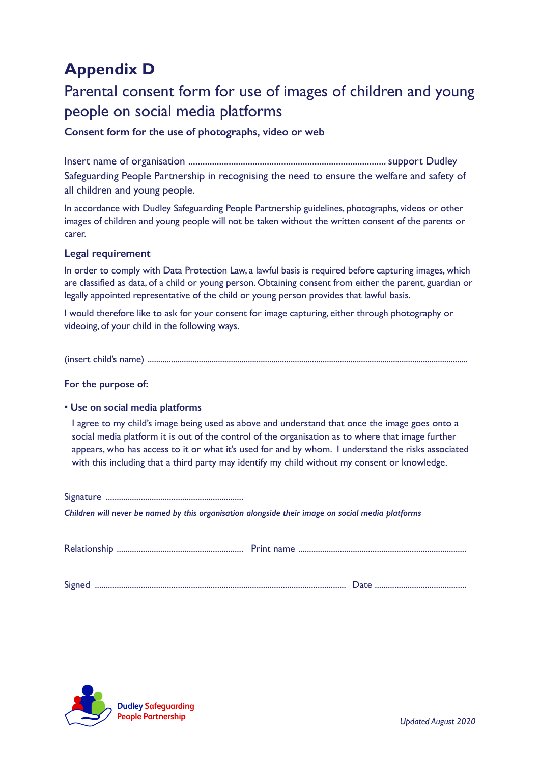# Appendix D

## Parental consent form for use of images of children and young people on social media platforms

**Consent form for the use of photographs, video or web**

Insert name of organisation .................................................................................. support Dudley Safeguarding People Partnership in recognising the need to ensure the welfare and safety of all children and young people.

In accordance with Dudley Safeguarding People Partnership guidelines, photographs, videos or other images of children and young people will not be taken without the written consent of the parents or carer.

### Legal requirement

In order to comply with Data Protection Law, a lawful basis is required before capturing images, which are classified as data, of a child or young person. Obtaining consent from either the parent, guardian or legally appointed representative of the child or young person provides that lawful basis.

I would therefore like to ask for your consent for image capturing, either through photography or videoing, of your child in the following ways.

(insert child's name) ...................................................................................................................................................

**For the purpose of:**

- **Use on social media platforms**

  I agree to my child's image being used as above and understand that once the image goes onto a social media platform it is out of the control of the organisation as to where that image further appears, who has access to it or what it's used for and by whom. I understand the risks associated with this including that a third party may identify my child without my consent or knowledge.

Signature ...............................................................

*Children will never be named by this organisation alongside their image on social media platforms*

Relationship ......................................................... Print name ............................................................................

Signed .................................................................................................................. Date ..........................................

Dudley Safeguarding People Partnership

*Updated August 2020*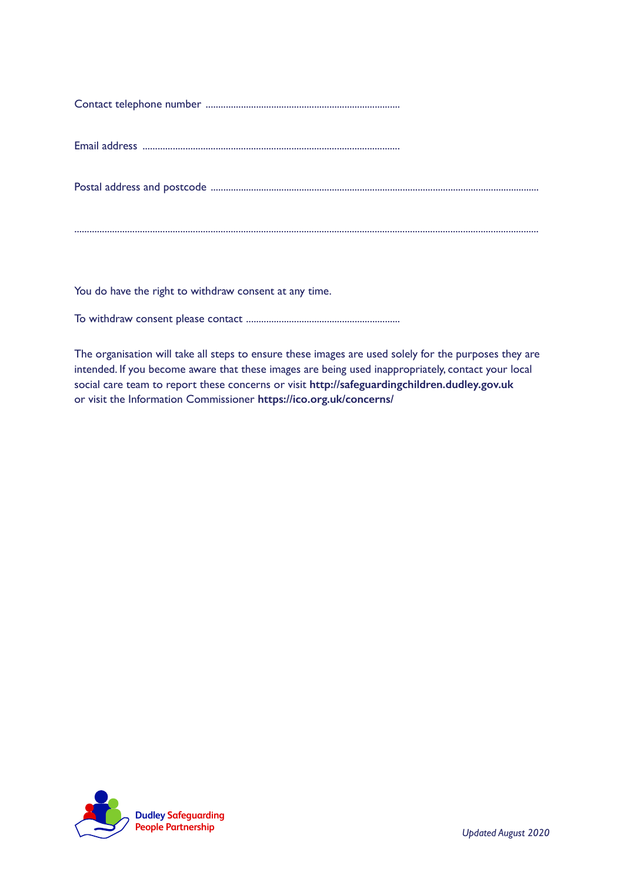Contact telephone number ............................................................................

Email address ......................................................................................................

Postal address and postcode ..................................................................................................................................

.....................................................................................................................................................................................

You do have the right to withdraw consent at any time.

To withdraw consent please contact ............................................................

The organisation will take all steps to ensure these images are used solely for the purposes they are intended. If you become aware that these images are being used inappropriately, contact your local social care team to report these concerns or visit **http://safeguardingchildren.dudley.gov.uk** or visit the Information Commissioner **https://ico.org.uk/concerns/**

Dudley Safeguarding People Partnership

*Updated August 2020*